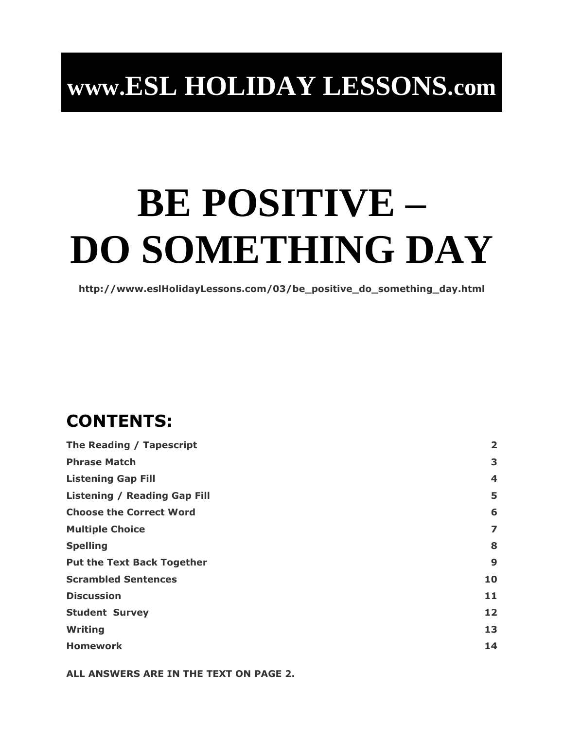# www.ESL HOLIDAY LESSONS.com

# BE POSITIVE – DO SOMETHING DAY

**http://www.eslHolidayLessons.com/03/be_positive_do_something_day.html**

## CONTENTS:

| | |
|---|---|
| **The Reading / Tapescript** | **2** |
| **Phrase Match** | **3** |
| **Listening Gap Fill** | **4** |
| **Listening / Reading Gap Fill** | **5** |
| **Choose the Correct Word** | **6** |
| **Multiple Choice** | **7** |
| **Spelling** | **8** |
| **Put the Text Back Together** | **9** |
| **Scrambled Sentences** | **10** |
| **Discussion** | **11** |
| **Student Survey** | **12** |
| **Writing** | **13** |
| **Homework** | **14** |

**ALL ANSWERS ARE IN THE TEXT ON PAGE 2.**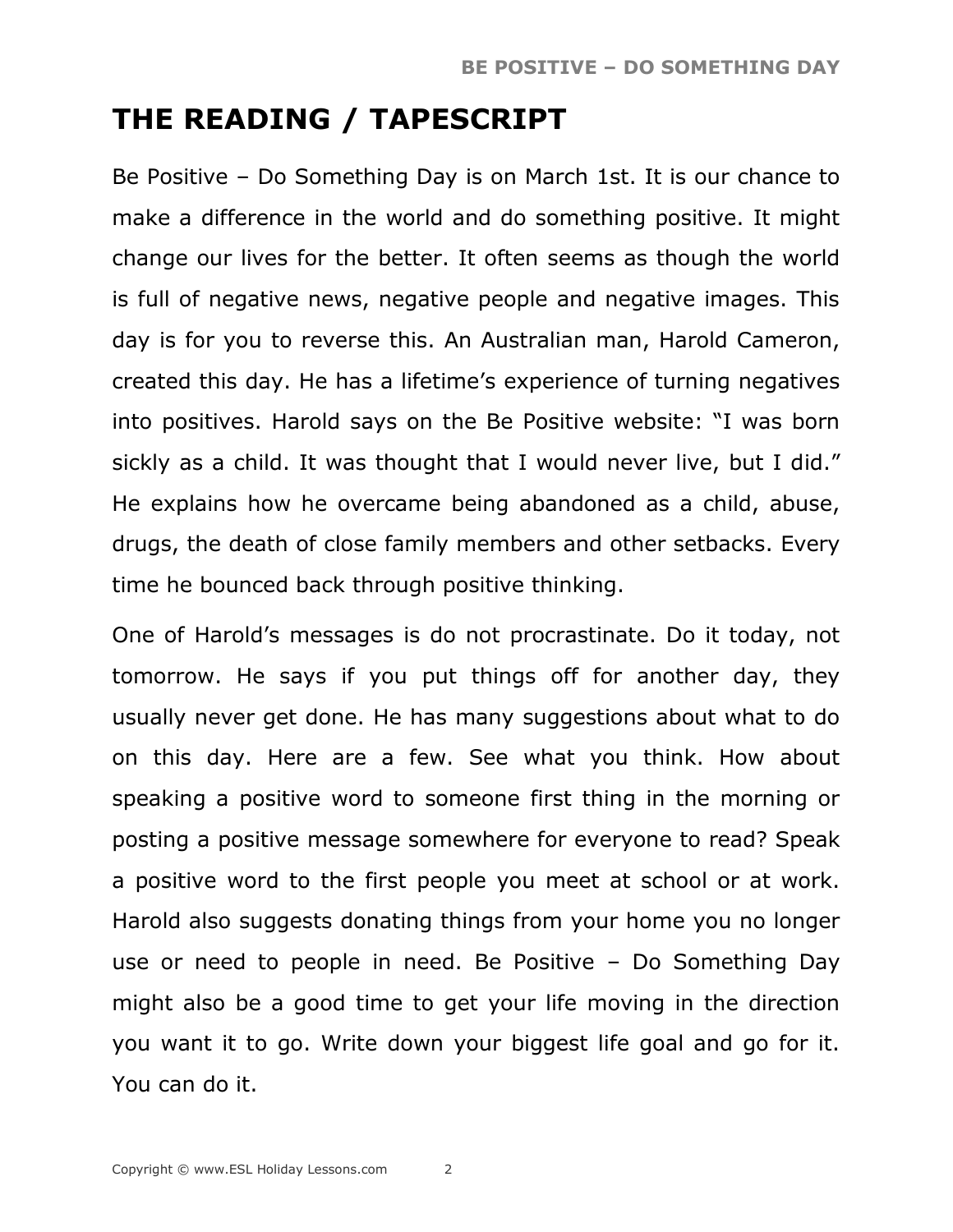# THE READING / TAPESCRIPT

Be Positive – Do Something Day is on March 1st. It is our chance to make a difference in the world and do something positive. It might change our lives for the better. It often seems as though the world is full of negative news, negative people and negative images. This day is for you to reverse this. An Australian man, Harold Cameron, created this day. He has a lifetime's experience of turning negatives into positives. Harold says on the Be Positive website: "I was born sickly as a child. It was thought that I would never live, but I did." He explains how he overcame being abandoned as a child, abuse, drugs, the death of close family members and other setbacks. Every time he bounced back through positive thinking.

One of Harold's messages is do not procrastinate. Do it today, not tomorrow. He says if you put things off for another day, they usually never get done. He has many suggestions about what to do on this day. Here are a few. See what you think. How about speaking a positive word to someone first thing in the morning or posting a positive message somewhere for everyone to read? Speak a positive word to the first people you meet at school or at work. Harold also suggests donating things from your home you no longer use or need to people in need. Be Positive – Do Something Day might also be a good time to get your life moving in the direction you want it to go. Write down your biggest life goal and go for it. You can do it.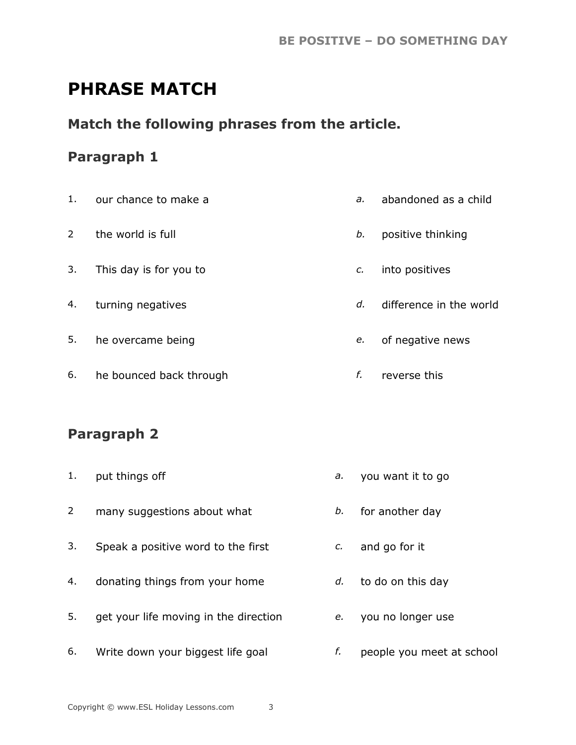# PHRASE MATCH

## Match the following phrases from the article.

### Paragraph 1

| | | | |
|---|---|---|---|
| 1. | our chance to make a | *a.* | abandoned as a child |
| 2 | the world is full | *b.* | positive thinking |
| 3. | This day is for you to | *c.* | into positives |
| 4. | turning negatives | *d.* | difference in the world |
| 5. | he overcame being | *e.* | of negative news |
| 6. | he bounced back through | *f.* | reverse this |

### Paragraph 2

| | | | |
|---|---|---|---|
| 1. | put things off | *a.* | you want it to go |
| 2 | many suggestions about what | *b.* | for another day |
| 3. | Speak a positive word to the first | *c.* | and go for it |
| 4. | donating things from your home | *d.* | to do on this day |
| 5. | get your life moving in the direction | *e.* | you no longer use |
| 6. | Write down your biggest life goal | *f.* | people you meet at school |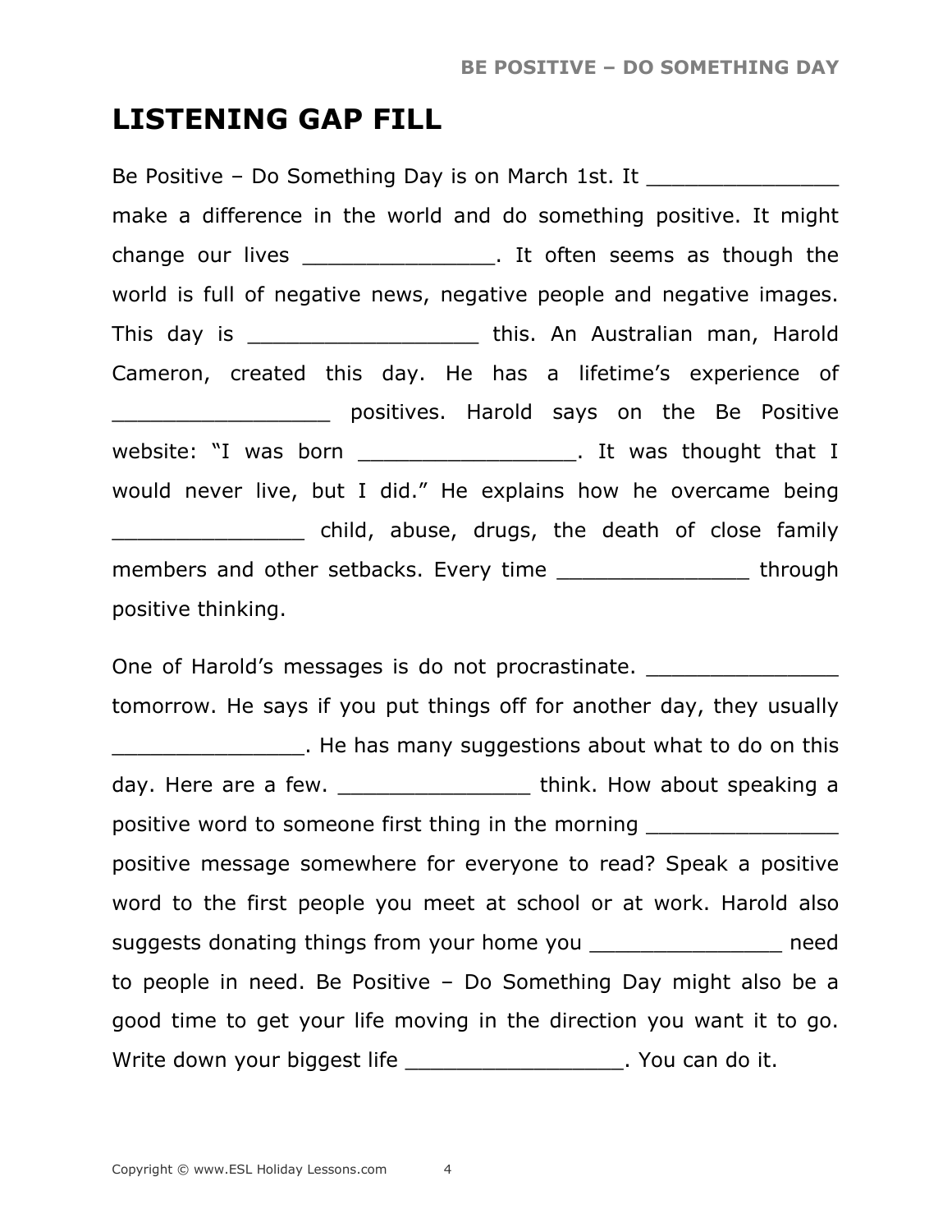# LISTENING GAP FILL

Be Positive – Do Something Day is on March 1st. It _______________ make a difference in the world and do something positive. It might change our lives _______________. It often seems as though the world is full of negative news, negative people and negative images. This day is __________________ this. An Australian man, Harold Cameron, created this day. He has a lifetime's experience of _________________ positives. Harold says on the Be Positive website: "I was born _________________. It was thought that I would never live, but I did." He explains how he overcame being _______________ child, abuse, drugs, the death of close family members and other setbacks. Every time _______________ through positive thinking.

One of Harold's messages is do not procrastinate. _______________ tomorrow. He says if you put things off for another day, they usually _______________. He has many suggestions about what to do on this day. Here are a few. _______________ think. How about speaking a positive word to someone first thing in the morning _______________ positive message somewhere for everyone to read? Speak a positive word to the first people you meet at school or at work. Harold also suggests donating things from your home you _______________ need to people in need. Be Positive – Do Something Day might also be a good time to get your life moving in the direction you want it to go. Write down your biggest life _________________. You can do it.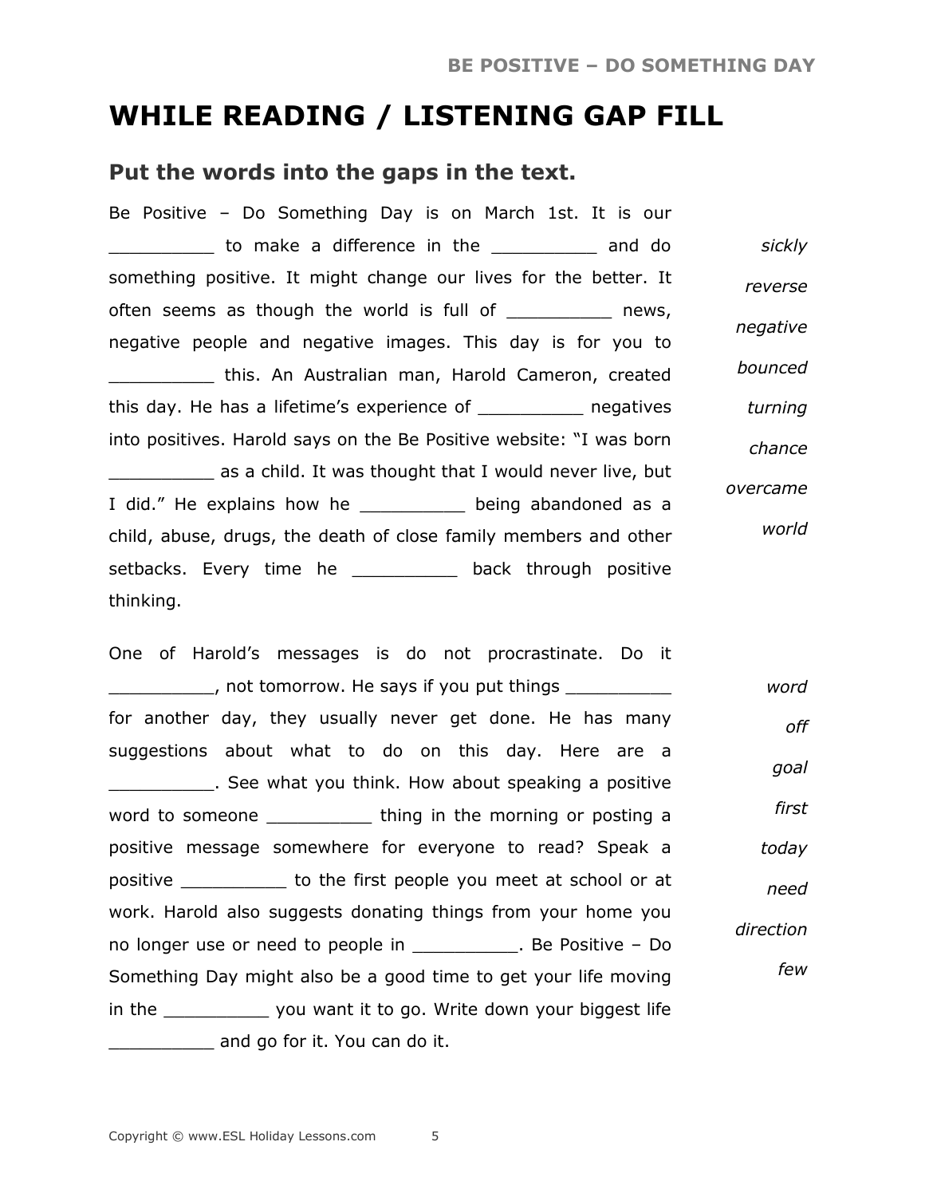# WHILE READING / LISTENING GAP FILL

## Put the words into the gaps in the text.

Be Positive – Do Something Day is on March 1st. It is our __________ to make a difference in the __________ and do something positive. It might change our lives for the better. It often seems as though the world is full of __________ news, negative people and negative images. This day is for you to __________ this. An Australian man, Harold Cameron, created this day. He has a lifetime's experience of __________ negatives into positives. Harold says on the Be Positive website: "I was born __________ as a child. It was thought that I would never live, but I did." He explains how he __________ being abandoned as a child, abuse, drugs, the death of close family members and other setbacks. Every time he __________ back through positive thinking.

*sickly*

*reverse*

*negative*

*bounced*

*turning*

*chance*

*overcame*

*world*

One of Harold's messages is do not procrastinate. Do it __________, not tomorrow. He says if you put things __________ for another day, they usually never get done. He has many suggestions about what to do on this day. Here are a __________. See what you think. How about speaking a positive word to someone __________ thing in the morning or posting a positive message somewhere for everyone to read? Speak a positive __________ to the first people you meet at school or at work. Harold also suggests donating things from your home you no longer use or need to people in __________. Be Positive – Do Something Day might also be a good time to get your life moving in the __________ you want it to go. Write down your biggest life __________ and go for it. You can do it.

*word*

*off*

*goal*

*first*

*today*

*need*

*direction*

*few*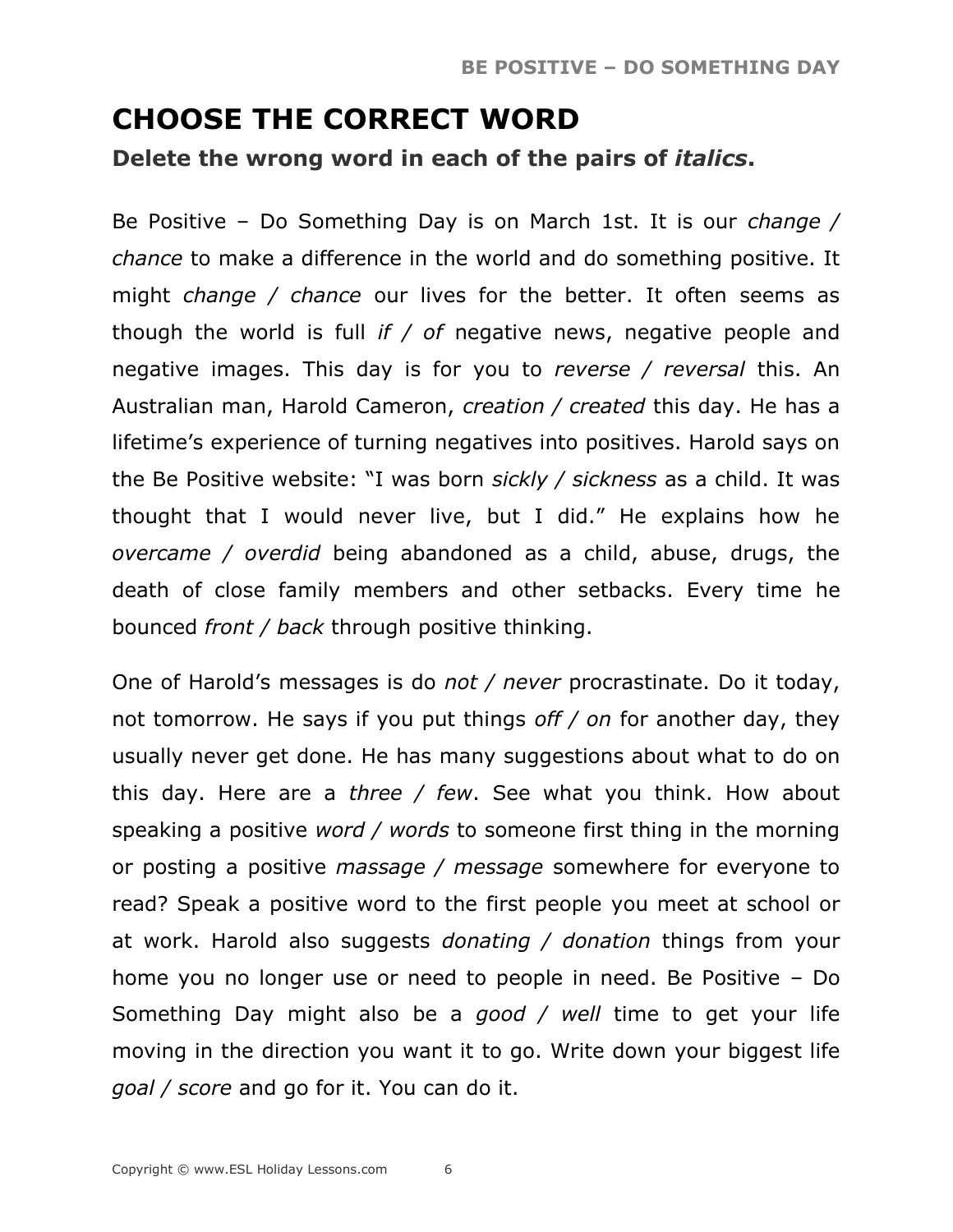# CHOOSE THE CORRECT WORD

**Delete the wrong word in each of the pairs of *italics*.**

Be Positive – Do Something Day is on March 1st. It is our *change / chance* to make a difference in the world and do something positive. It might *change / chance* our lives for the better. It often seems as though the world is full *if / of* negative news, negative people and negative images. This day is for you to *reverse / reversal* this. An Australian man, Harold Cameron, *creation / created* this day. He has a lifetime's experience of turning negatives into positives. Harold says on the Be Positive website: "I was born *sickly / sickness* as a child. It was thought that I would never live, but I did." He explains how he *overcame / overdid* being abandoned as a child, abuse, drugs, the death of close family members and other setbacks. Every time he bounced *front / back* through positive thinking.

One of Harold's messages is do *not / never* procrastinate. Do it today, not tomorrow. He says if you put things *off / on* for another day, they usually never get done. He has many suggestions about what to do on this day. Here are a *three / few*. See what you think. How about speaking a positive *word / words* to someone first thing in the morning or posting a positive *massage / message* somewhere for everyone to read? Speak a positive word to the first people you meet at school or at work. Harold also suggests *donating / donation* things from your home you no longer use or need to people in need. Be Positive – Do Something Day might also be a *good / well* time to get your life moving in the direction you want it to go. Write down your biggest life *goal / score* and go for it. You can do it.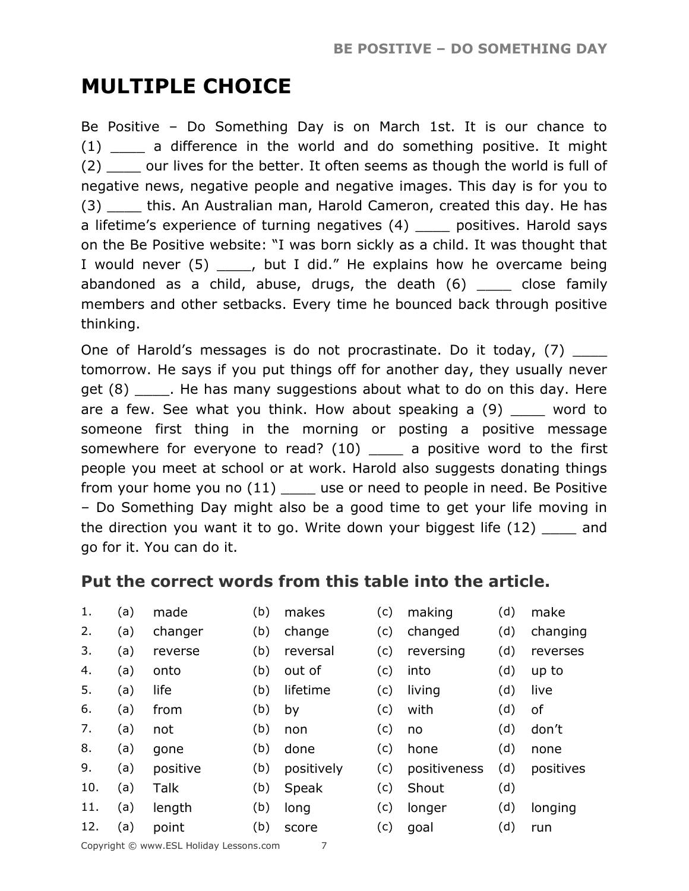# MULTIPLE CHOICE

Be Positive – Do Something Day is on March 1st. It is our chance to (1) ____ a difference in the world and do something positive. It might (2) ____ our lives for the better. It often seems as though the world is full of negative news, negative people and negative images. This day is for you to (3) ____ this. An Australian man, Harold Cameron, created this day. He has a lifetime's experience of turning negatives (4) ____ positives. Harold says on the Be Positive website: "I was born sickly as a child. It was thought that I would never (5) ____, but I did." He explains how he overcame being abandoned as a child, abuse, drugs, the death (6) ____ close family members and other setbacks. Every time he bounced back through positive thinking.

One of Harold's messages is do not procrastinate. Do it today, (7) ____ tomorrow. He says if you put things off for another day, they usually never get (8) ____. He has many suggestions about what to do on this day. Here are a few. See what you think. How about speaking a (9) ____ word to someone first thing in the morning or posting a positive message somewhere for everyone to read? (10) ____ a positive word to the first people you meet at school or at work. Harold also suggests donating things from your home you no (11) ____ use or need to people in need. Be Positive – Do Something Day might also be a good time to get your life moving in the direction you want it to go. Write down your biggest life (12) ____ and go for it. You can do it.

## Put the correct words from this table into the article.

| | | | | | | | | |
|---|---|---|---|---|---|---|---|---|
| 1. | (a) | made | (b) | makes | (c) | making | (d) | make |
| 2. | (a) | changer | (b) | change | (c) | changed | (d) | changing |
| 3. | (a) | reverse | (b) | reversal | (c) | reversing | (d) | reverses |
| 4. | (a) | onto | (b) | out of | (c) | into | (d) | up to |
| 5. | (a) | life | (b) | lifetime | (c) | living | (d) | live |
| 6. | (a) | from | (b) | by | (c) | with | (d) | of |
| 7. | (a) | not | (b) | non | (c) | no | (d) | don't |
| 8. | (a) | gone | (b) | done | (c) | hone | (d) | none |
| 9. | (a) | positive | (b) | positively | (c) | positiveness | (d) | positives |
| 10. | (a) | Talk | (b) | Speak | (c) | Shout | (d) | |
| 11. | (a) | length | (b) | long | (c) | longer | (d) | longing |
| 12. | (a) | point | (b) | score | (c) | goal | (d) | run |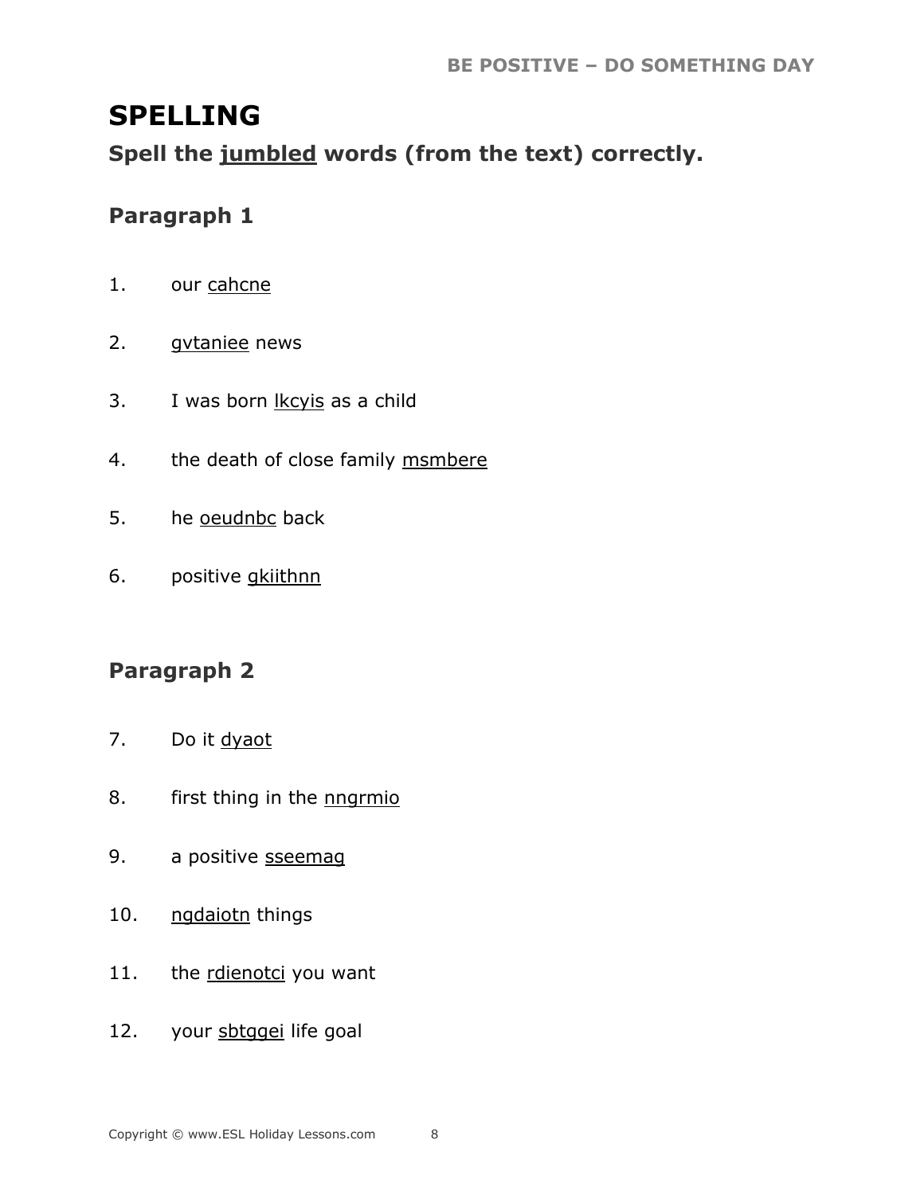# SPELLING

## Spell the jumbled words (from the text) correctly.

### Paragraph 1

1. our cahcne
2. gvtaniee news
3. I was born lkcyis as a child
4. the death of close family msmbere
5. he oeudnbc back
6. positive gkiithnn

### Paragraph 2

7. Do it dyaot
8. first thing in the nngrmio
9. a positive sseemag
10. ngdaiotn things
11. the rdienotci you want
12. your sbtggei life goal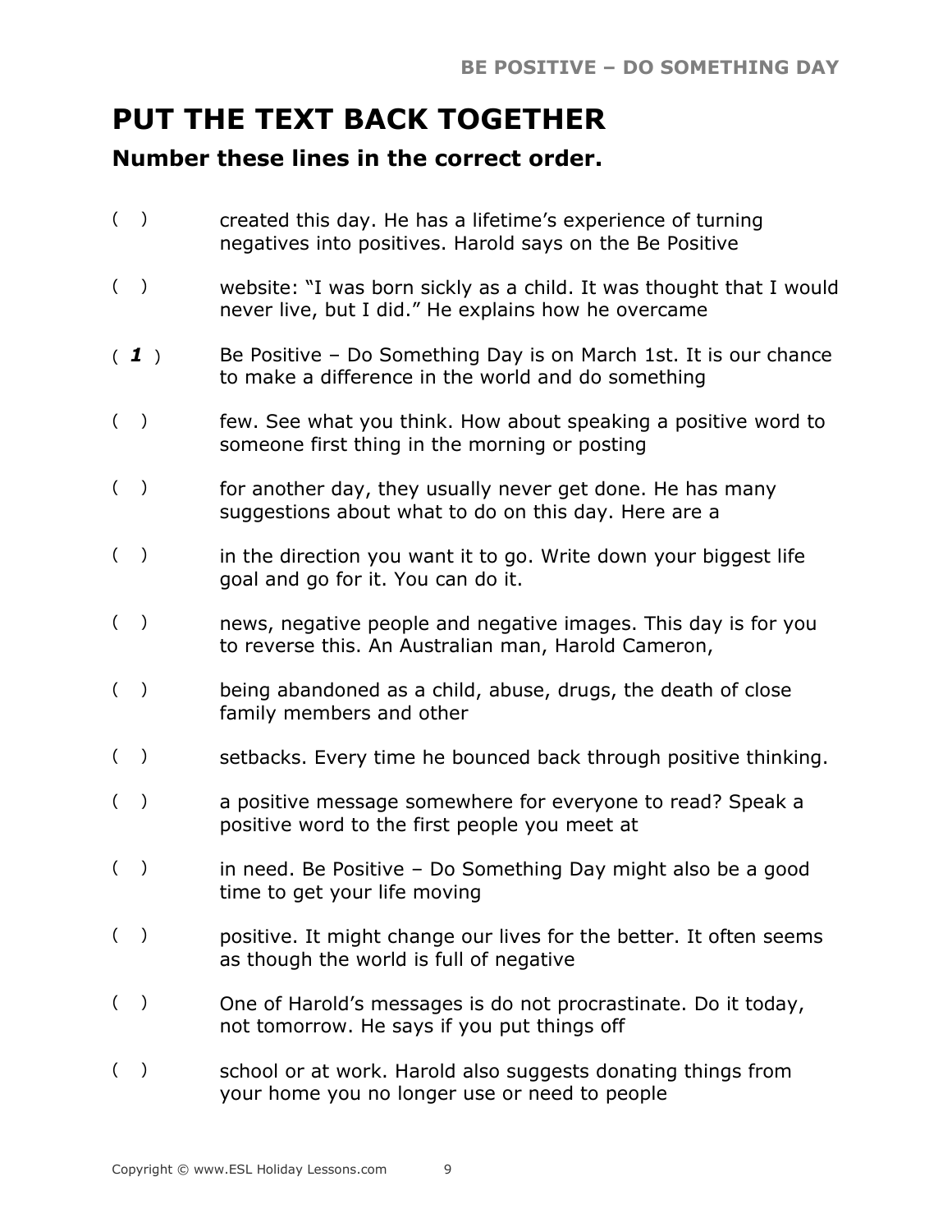# PUT THE TEXT BACK TOGETHER

## Number these lines in the correct order.

( ) created this day. He has a lifetime's experience of turning negatives into positives. Harold says on the Be Positive

( ) website: "I was born sickly as a child. It was thought that I would never live, but I did." He explains how he overcame

( ***1*** ) Be Positive – Do Something Day is on March 1st. It is our chance to make a difference in the world and do something

( ) few. See what you think. How about speaking a positive word to someone first thing in the morning or posting

( ) for another day, they usually never get done. He has many suggestions about what to do on this day. Here are a

( ) in the direction you want it to go. Write down your biggest life goal and go for it. You can do it.

( ) news, negative people and negative images. This day is for you to reverse this. An Australian man, Harold Cameron,

( ) being abandoned as a child, abuse, drugs, the death of close family members and other

( ) setbacks. Every time he bounced back through positive thinking.

( ) a positive message somewhere for everyone to read? Speak a positive word to the first people you meet at

( ) in need. Be Positive – Do Something Day might also be a good time to get your life moving

( ) positive. It might change our lives for the better. It often seems as though the world is full of negative

( ) One of Harold's messages is do not procrastinate. Do it today, not tomorrow. He says if you put things off

( ) school or at work. Harold also suggests donating things from your home you no longer use or need to people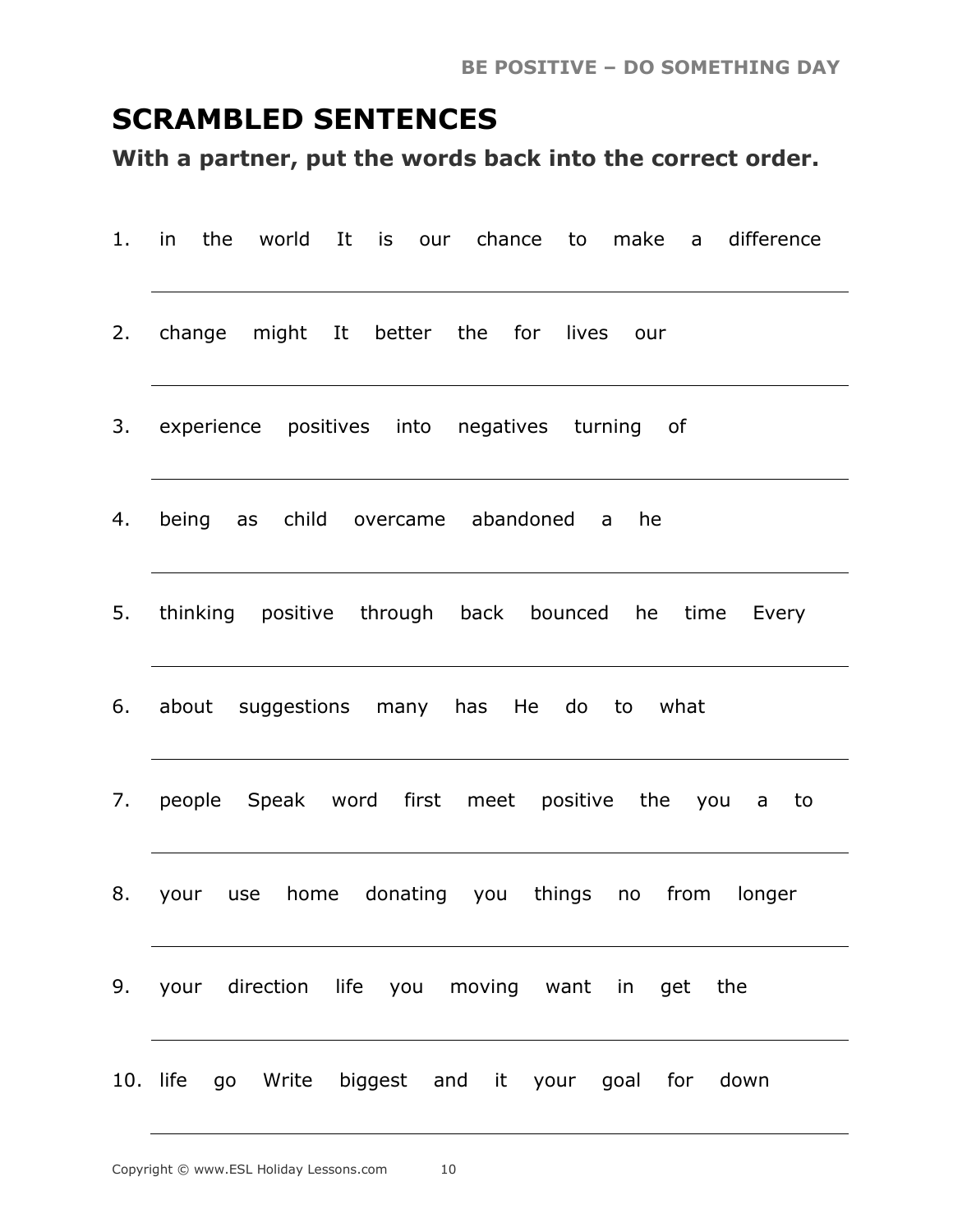## SCRAMBLED SENTENCES

**With a partner, put the words back into the correct order.**

1. in the world It is our chance to make a difference

 ___

2. change might It better the for lives our

 ___

3. experience positives into negatives turning of

 ___

4. being as child overcame abandoned a he

 ___

5. thinking positive through back bounced he time Every

 ___

6. about suggestions many has He do to what

 ___

7. people Speak word first meet positive the you a to

 ___

8. your use home donating you things no from longer

 ___

9. your direction life you moving want in get the

 ___

10. life go Write biggest and it your goal for down

 ___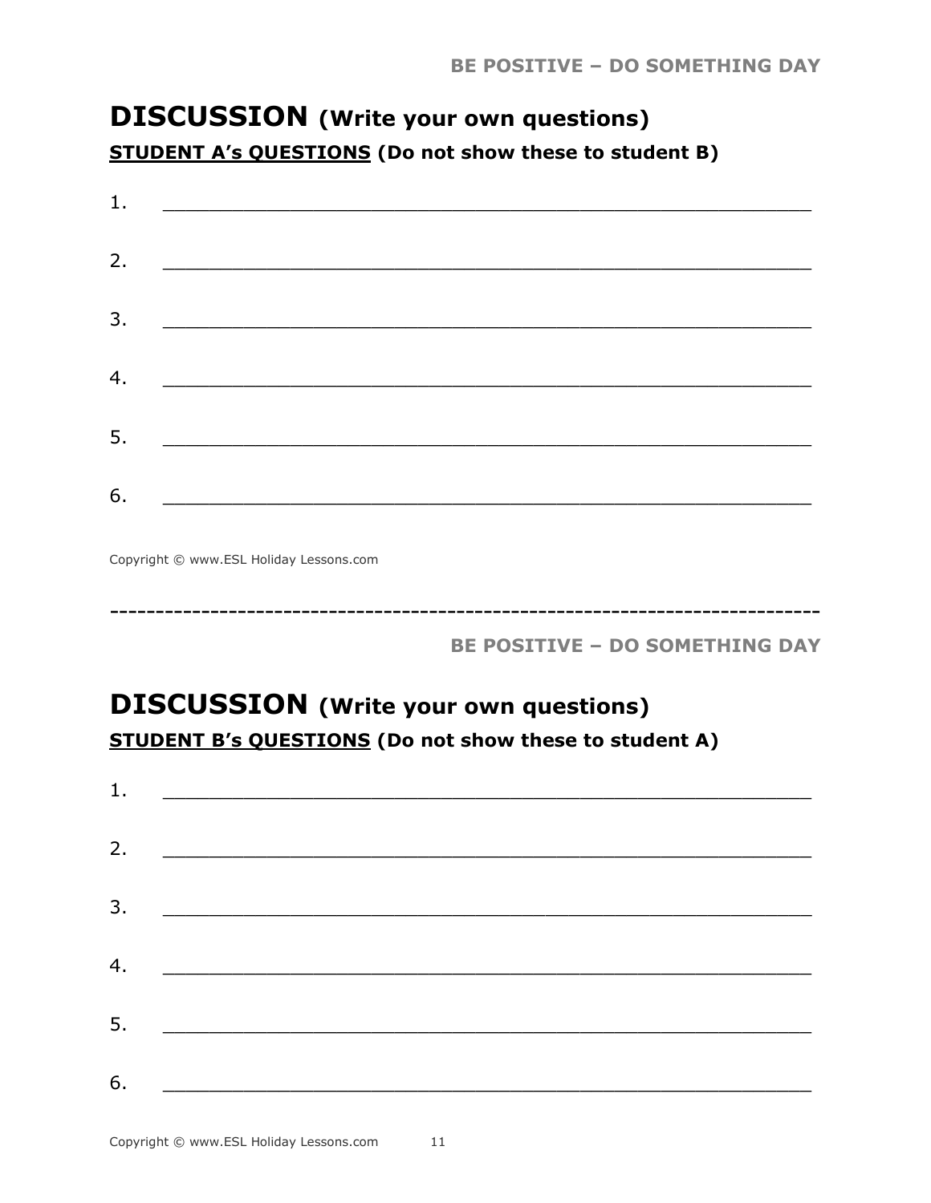## DISCUSSION (Write your own questions)

**STUDENT A's QUESTIONS** (Do not show these to student B)

1. ________________________________________________

2. ________________________________________________

3. ________________________________________________

4. ________________________________________________

5. ________________________________________________

6. ________________________________________________

Copyright © www.ESL Holiday Lessons.com

---

## DISCUSSION (Write your own questions)

**STUDENT B's QUESTIONS** (Do not show these to student A)

1. ________________________________________________

2. ________________________________________________

3. ________________________________________________

4. ________________________________________________

5. ________________________________________________

6. ________________________________________________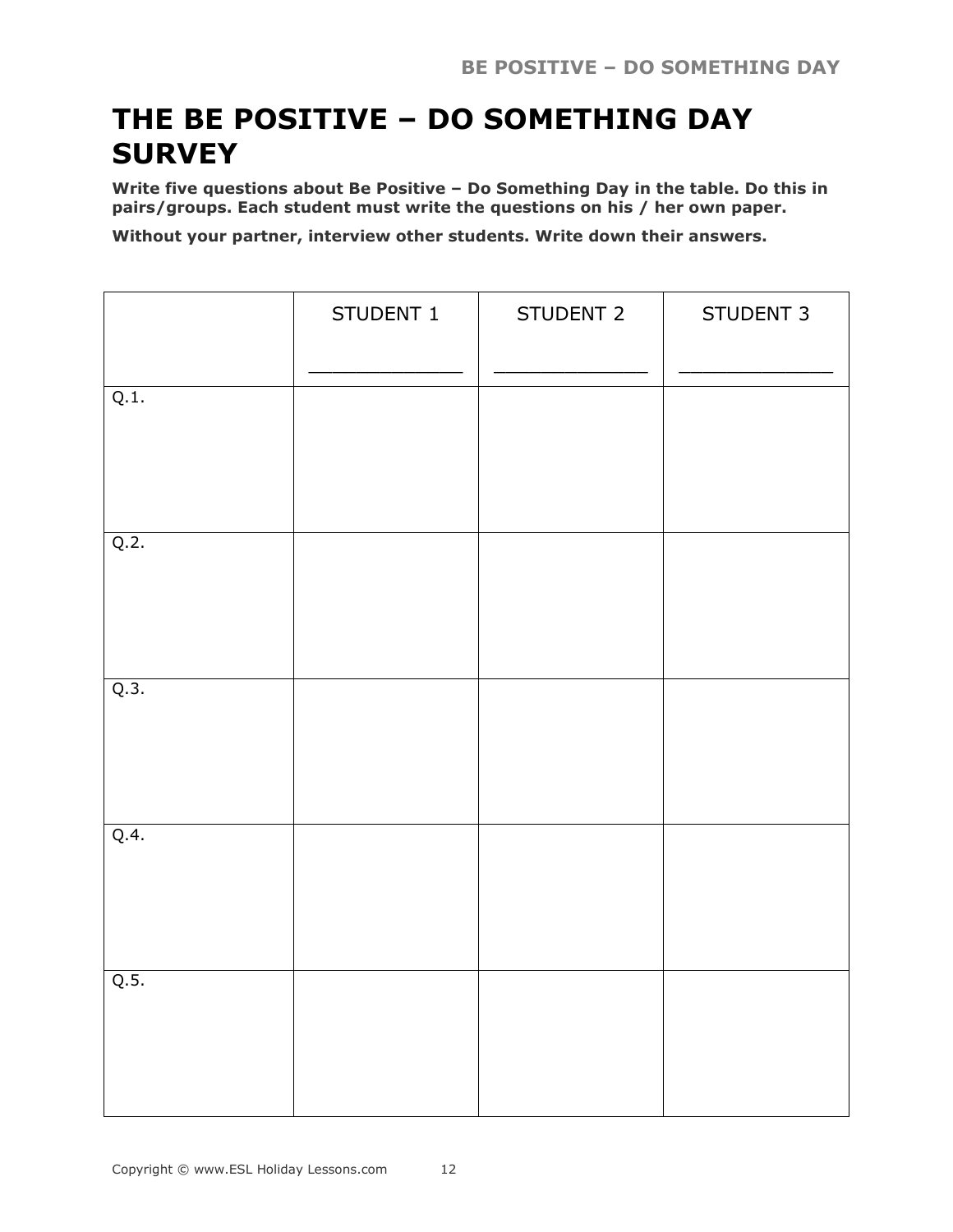# THE BE POSITIVE – DO SOMETHING DAY SURVEY

**Write five questions about Be Positive – Do Something Day in the table. Do this in pairs/groups. Each student must write the questions on his / her own paper.**

**Without your partner, interview other students. Write down their answers.**

| | STUDENT 1<br>_____________ | STUDENT 2<br>_____________ | STUDENT 3<br>_____________ |
|---|---|---|---|
| Q.1. | | | |
| Q.2. | | | |
| Q.3. | | | |
| Q.4. | | | |
| Q.5. | | | |

Copyright © www.ESL Holiday Lessons.com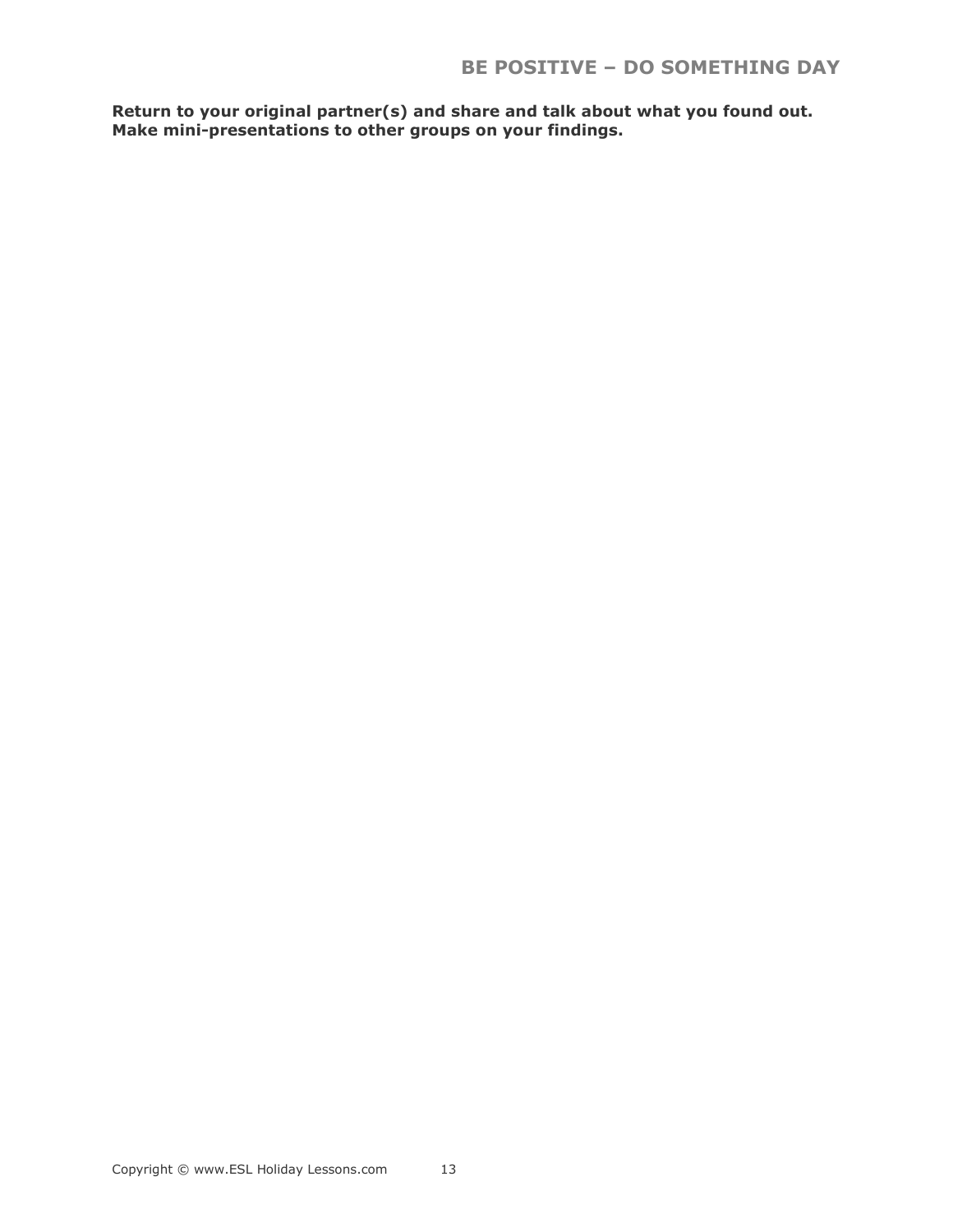**Return to your original partner(s) and share and talk about what you found out. Make mini-presentations to other groups on your findings.**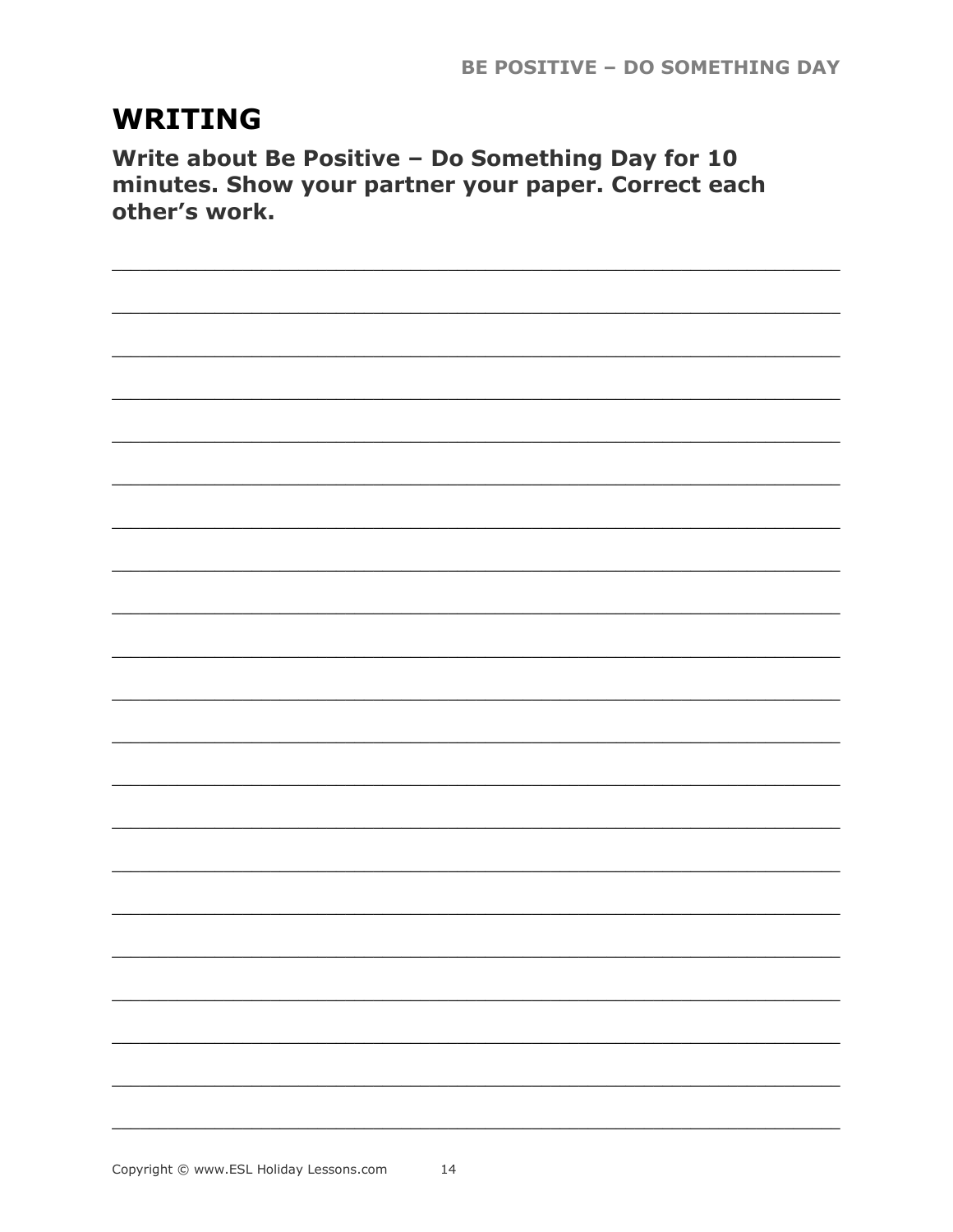## WRITING

**Write about Be Positive – Do Something Day for 10 minutes. Show your partner your paper. Correct each other's work.**

___________________________________________________________________________

___________________________________________________________________________

___________________________________________________________________________

___________________________________________________________________________

___________________________________________________________________________

___________________________________________________________________________

___________________________________________________________________________

___________________________________________________________________________

___________________________________________________________________________

___________________________________________________________________________

___________________________________________________________________________

___________________________________________________________________________

___________________________________________________________________________

___________________________________________________________________________

___________________________________________________________________________

___________________________________________________________________________

___________________________________________________________________________

___________________________________________________________________________

___________________________________________________________________________

___________________________________________________________________________

___________________________________________________________________________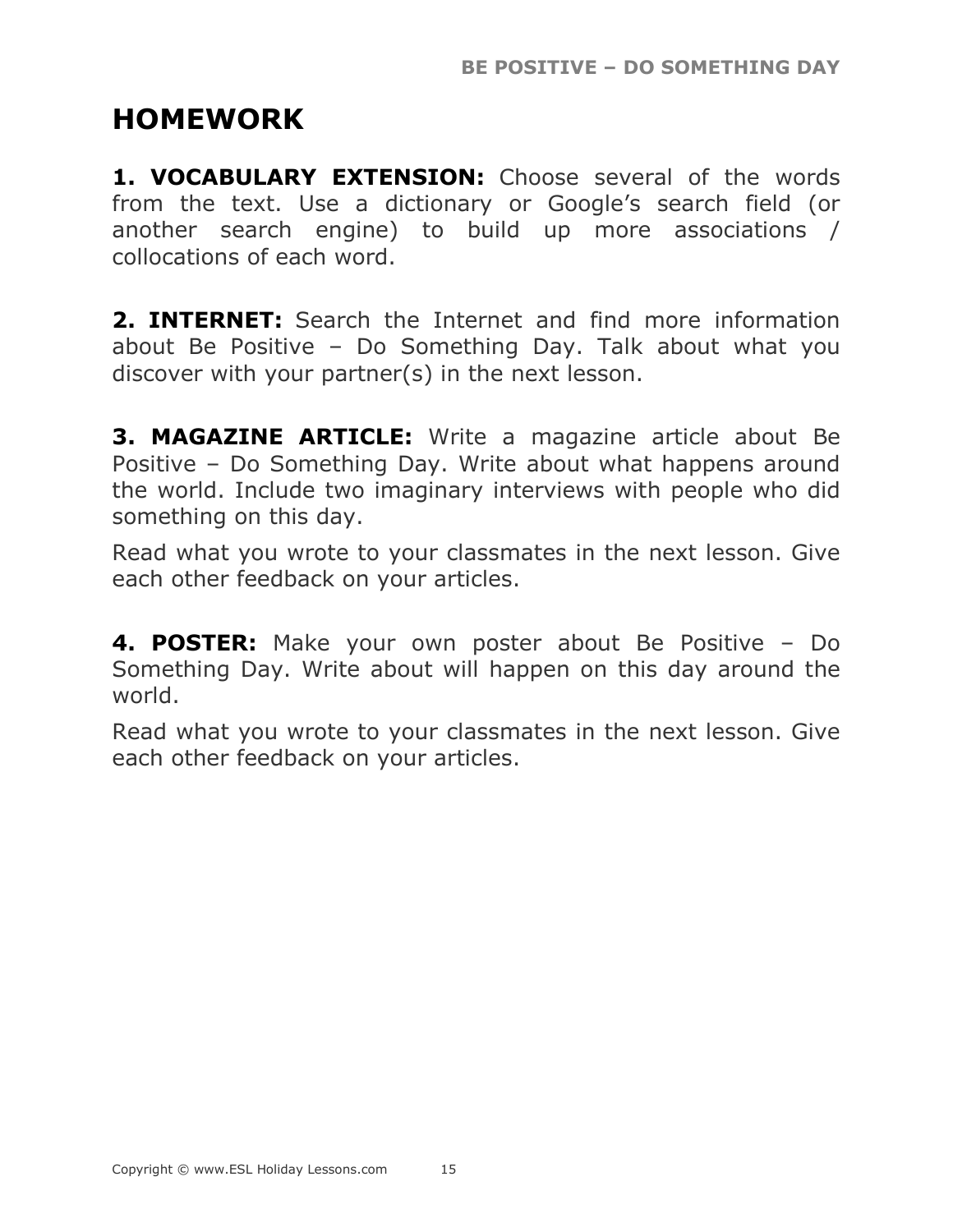# HOMEWORK

**1. VOCABULARY EXTENSION:** Choose several of the words from the text. Use a dictionary or Google's search field (or another search engine) to build up more associations / collocations of each word.

**2. INTERNET:** Search the Internet and find more information about Be Positive – Do Something Day. Talk about what you discover with your partner(s) in the next lesson.

**3. MAGAZINE ARTICLE:** Write a magazine article about Be Positive – Do Something Day. Write about what happens around the world. Include two imaginary interviews with people who did something on this day.

Read what you wrote to your classmates in the next lesson. Give each other feedback on your articles.

**4. POSTER:** Make your own poster about Be Positive – Do Something Day. Write about will happen on this day around the world.

Read what you wrote to your classmates in the next lesson. Give each other feedback on your articles.